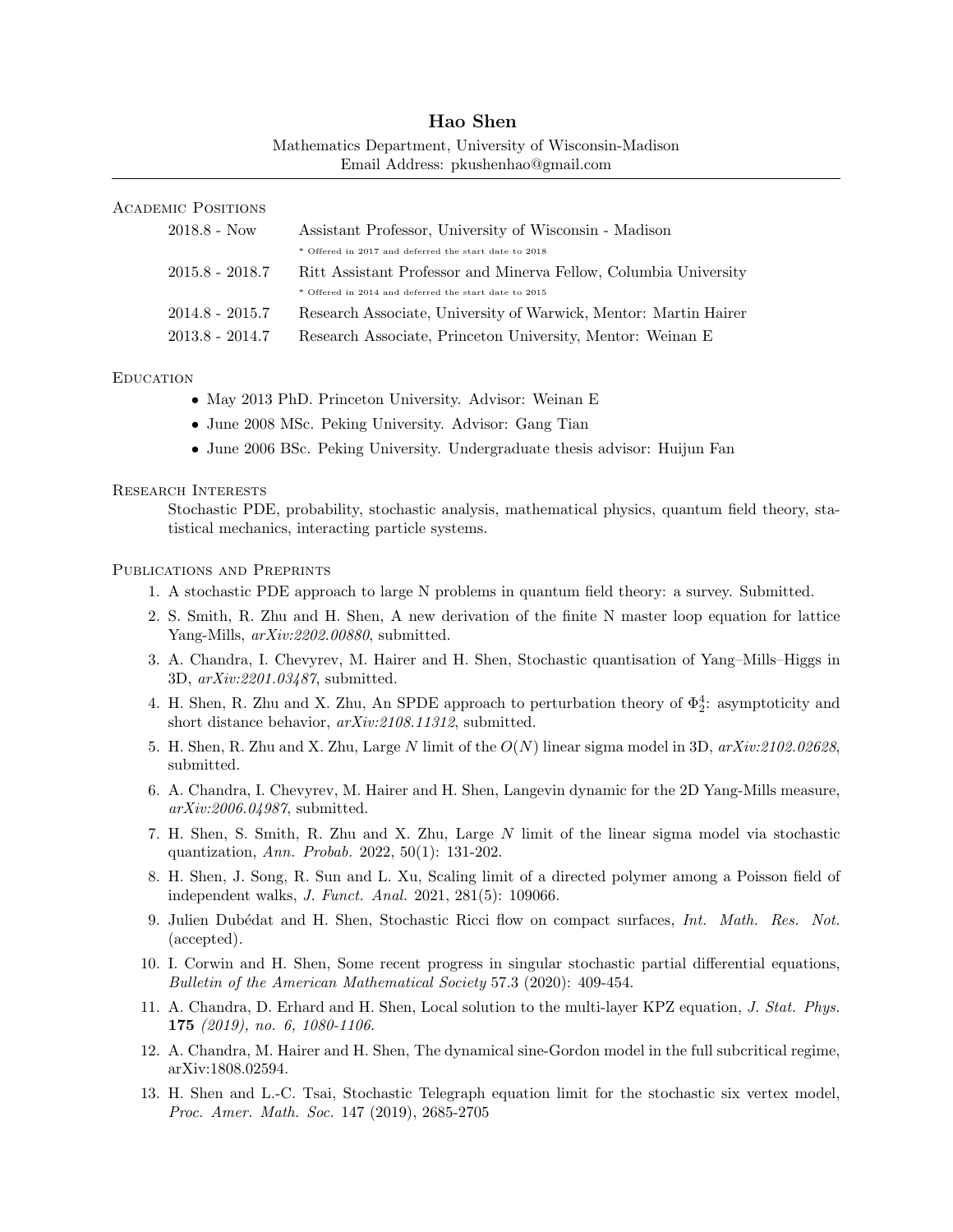# Hao Shen

Mathematics Department, University of Wisconsin-Madison
Email Address: pkushenhao@gmail.com

## Academic Positions

| | |
|---|---|
| 2018.8 - Now | Assistant Professor, University of Wisconsin - Madison<br>* Offered in 2017 and deferred the start date to 2018 |
| 2015.8 - 2018.7 | Ritt Assistant Professor and Minerva Fellow, Columbia University<br>* Offered in 2014 and deferred the start date to 2015 |
| 2014.8 - 2015.7 | Research Associate, University of Warwick, Mentor: Martin Hairer |
| 2013.8 - 2014.7 | Research Associate, Princeton University, Mentor: Weinan E |

## Education

- May 2013 PhD. Princeton University. Advisor: Weinan E
- June 2008 MSc. Peking University. Advisor: Gang Tian
- June 2006 BSc. Peking University. Undergraduate thesis advisor: Huijun Fan

## Research Interests

Stochastic PDE, probability, stochastic analysis, mathematical physics, quantum field theory, statistical mechanics, interacting particle systems.

## Publications and Preprints

1. A stochastic PDE approach to large N problems in quantum field theory: a survey. Submitted.
2. S. Smith, R. Zhu and H. Shen, A new derivation of the finite N master loop equation for lattice Yang-Mills, *arXiv:2202.00880*, submitted.
3. A. Chandra, I. Chevyrev, M. Hairer and H. Shen, Stochastic quantisation of Yang–Mills–Higgs in 3D, *arXiv:2201.03487*, submitted.
4. H. Shen, R. Zhu and X. Zhu, An SPDE approach to perturbation theory of $\Phi^4_2$: asymptoticity and short distance behavior, *arXiv:2108.11312*, submitted.
5. H. Shen, R. Zhu and X. Zhu, Large $N$ limit of the $O(N)$ linear sigma model in 3D, *arXiv:2102.02628*, submitted.
6. A. Chandra, I. Chevyrev, M. Hairer and H. Shen, Langevin dynamic for the 2D Yang-Mills measure, *arXiv:2006.04987*, submitted.
7. H. Shen, S. Smith, R. Zhu and X. Zhu, Large $N$ limit of the linear sigma model via stochastic quantization, *Ann. Probab.* 2022, 50(1): 131-202.
8. H. Shen, J. Song, R. Sun and L. Xu, Scaling limit of a directed polymer among a Poisson field of independent walks, *J. Funct. Anal.* 2021, 281(5): 109066.
9. Julien Dubédat and H. Shen, Stochastic Ricci flow on compact surfaces, *Int. Math. Res. Not.* (accepted).
10. I. Corwin and H. Shen, Some recent progress in singular stochastic partial differential equations, *Bulletin of the American Mathematical Society* 57.3 (2020): 409-454.
11. A. Chandra, D. Erhard and H. Shen, Local solution to the multi-layer KPZ equation, *J. Stat. Phys.* **175** *(2019), no. 6, 1080-1106.*
12. A. Chandra, M. Hairer and H. Shen, The dynamical sine-Gordon model in the full subcritical regime, arXiv:1808.02594.
13. H. Shen and L.-C. Tsai, Stochastic Telegraph equation limit for the stochastic six vertex model, *Proc. Amer. Math. Soc.* 147 (2019), 2685-2705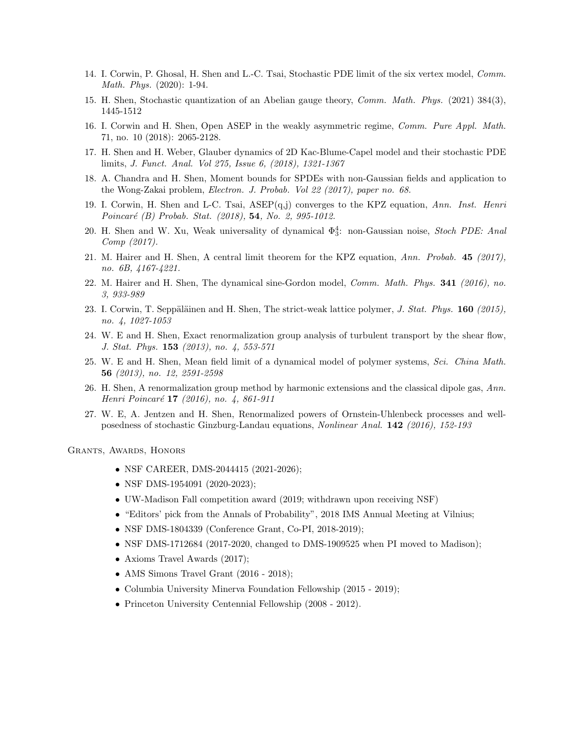14. I. Corwin, P. Ghosal, H. Shen and L.-C. Tsai, Stochastic PDE limit of the six vertex model, *Comm. Math. Phys.* (2020): 1-94.
15. H. Shen, Stochastic quantization of an Abelian gauge theory, *Comm. Math. Phys.* (2021) 384(3), 1445-1512
16. I. Corwin and H. Shen, Open ASEP in the weakly asymmetric regime, *Comm. Pure Appl. Math.* 71, no. 10 (2018): 2065-2128.
17. H. Shen and H. Weber, Glauber dynamics of 2D Kac-Blume-Capel model and their stochastic PDE limits, *J. Funct. Anal. Vol 275, Issue 6, (2018), 1321-1367*
18. A. Chandra and H. Shen, Moment bounds for SPDEs with non-Gaussian fields and application to the Wong-Zakai problem, *Electron. J. Probab. Vol 22 (2017), paper no. 68.*
19. I. Corwin, H. Shen and L-C. Tsai, ASEP(q,j) converges to the KPZ equation, *Ann. Inst. Henri Poincaré (B) Probab. Stat. (2018),* **54***, No. 2, 995-1012.*
20. H. Shen and W. Xu, Weak universality of dynamical $\Phi^4_3$: non-Gaussian noise, *Stoch PDE: Anal Comp (2017).*
21. M. Hairer and H. Shen, A central limit theorem for the KPZ equation, *Ann. Probab.* **45** *(2017), no. 6B, 4167-4221.*
22. M. Hairer and H. Shen, The dynamical sine-Gordon model, *Comm. Math. Phys.* **341** *(2016), no. 3, 933-989*
23. I. Corwin, T. Seppäläinen and H. Shen, The strict-weak lattice polymer, *J. Stat. Phys.* **160** *(2015), no. 4, 1027-1053*
24. W. E and H. Shen, Exact renormalization group analysis of turbulent transport by the shear flow, *J. Stat. Phys.* **153** *(2013), no. 4, 553-571*
25. W. E and H. Shen, Mean field limit of a dynamical model of polymer systems, *Sci. China Math.* **56** *(2013), no. 12, 2591-2598*
26. H. Shen, A renormalization group method by harmonic extensions and the classical dipole gas, *Ann. Henri Poincaré* **17** *(2016), no. 4, 861-911*
27. W. E, A. Jentzen and H. Shen, Renormalized powers of Ornstein-Uhlenbeck processes and well-posedness of stochastic Ginzburg-Landau equations, *Nonlinear Anal.* **142** *(2016), 152-193*

## Grants, Awards, Honors

- NSF CAREER, DMS-2044415 (2021-2026);
- NSF DMS-1954091 (2020-2023);
- UW-Madison Fall competition award (2019; withdrawn upon receiving NSF)
- "Editors' pick from the Annals of Probability", 2018 IMS Annual Meeting at Vilnius;
- NSF DMS-1804339 (Conference Grant, Co-PI, 2018-2019);
- NSF DMS-1712684 (2017-2020, changed to DMS-1909525 when PI moved to Madison);
- Axioms Travel Awards (2017);
- AMS Simons Travel Grant (2016 - 2018);
- Columbia University Minerva Foundation Fellowship (2015 - 2019);
- Princeton University Centennial Fellowship (2008 - 2012).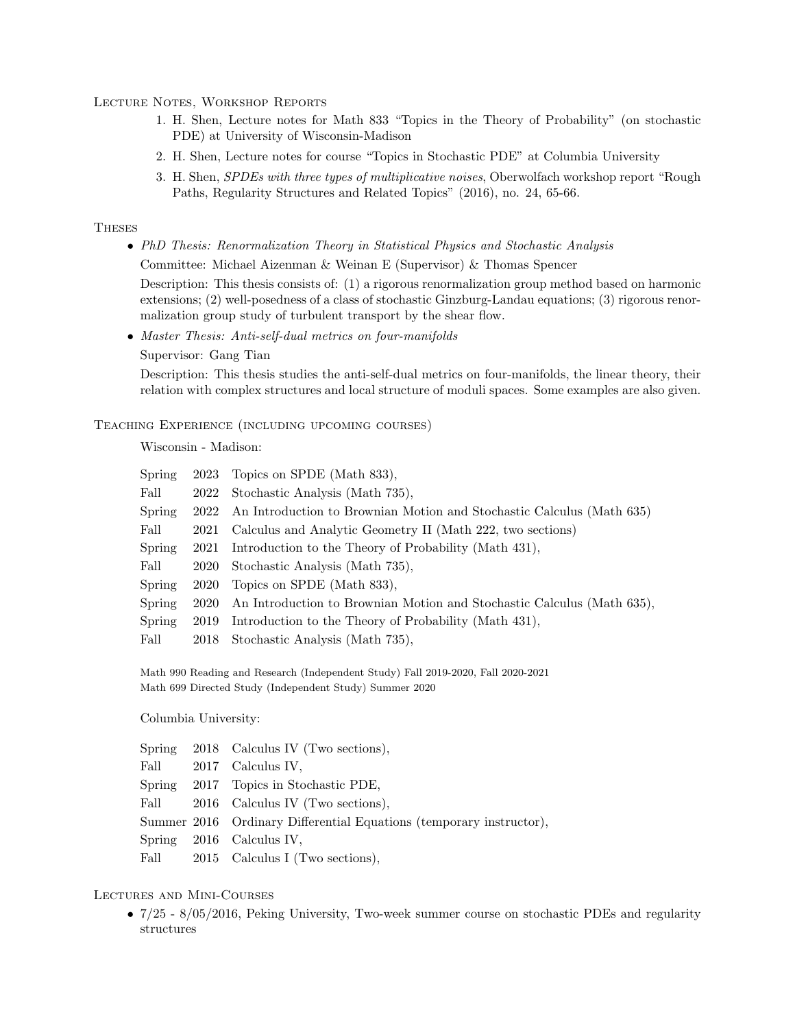## Lecture Notes, Workshop Reports

1. H. Shen, Lecture notes for Math 833 "Topics in the Theory of Probability" (on stochastic PDE) at University of Wisconsin-Madison
2. H. Shen, Lecture notes for course "Topics in Stochastic PDE" at Columbia University
3. H. Shen, *SPDEs with three types of multiplicative noises*, Oberwolfach workshop report "Rough Paths, Regularity Structures and Related Topics" (2016), no. 24, 65-66.

## Theses

- *PhD Thesis: Renormalization Theory in Statistical Physics and Stochastic Analysis*

  Committee: Michael Aizenman & Weinan E (Supervisor) & Thomas Spencer

  Description: This thesis consists of: (1) a rigorous renormalization group method based on harmonic extensions; (2) well-posedness of a class of stochastic Ginzburg-Landau equations; (3) rigorous renormalization group study of turbulent transport by the shear flow.

- *Master Thesis: Anti-self-dual metrics on four-manifolds*

  Supervisor: Gang Tian

  Description: This thesis studies the anti-self-dual metrics on four-manifolds, the linear theory, their relation with complex structures and local structure of moduli spaces. Some examples are also given.

## Teaching Experience (including upcoming courses)

Wisconsin - Madison:

| | | |
|---|---|---|
| Spring | 2023 | Topics on SPDE (Math 833), |
| Fall | 2022 | Stochastic Analysis (Math 735), |
| Spring | 2022 | An Introduction to Brownian Motion and Stochastic Calculus (Math 635) |
| Fall | 2021 | Calculus and Analytic Geometry II (Math 222, two sections) |
| Spring | 2021 | Introduction to the Theory of Probability (Math 431), |
| Fall | 2020 | Stochastic Analysis (Math 735), |
| Spring | 2020 | Topics on SPDE (Math 833), |
| Spring | 2020 | An Introduction to Brownian Motion and Stochastic Calculus (Math 635), |
| Spring | 2019 | Introduction to the Theory of Probability (Math 431), |
| Fall | 2018 | Stochastic Analysis (Math 735), |

Math 990 Reading and Research (Independent Study) Fall 2019-2020, Fall 2020-2021
Math 699 Directed Study (Independent Study) Summer 2020

Columbia University:

| | | |
|---|---|---|
| Spring | 2018 | Calculus IV (Two sections), |
| Fall | 2017 | Calculus IV, |
| Spring | 2017 | Topics in Stochastic PDE, |
| Fall | 2016 | Calculus IV (Two sections), |
| Summer | 2016 | Ordinary Differential Equations (temporary instructor), |
| Spring | 2016 | Calculus IV, |
| Fall | 2015 | Calculus I (Two sections), |

## Lectures and Mini-Courses

- 7/25 - 8/05/2016, Peking University, Two-week summer course on stochastic PDEs and regularity structures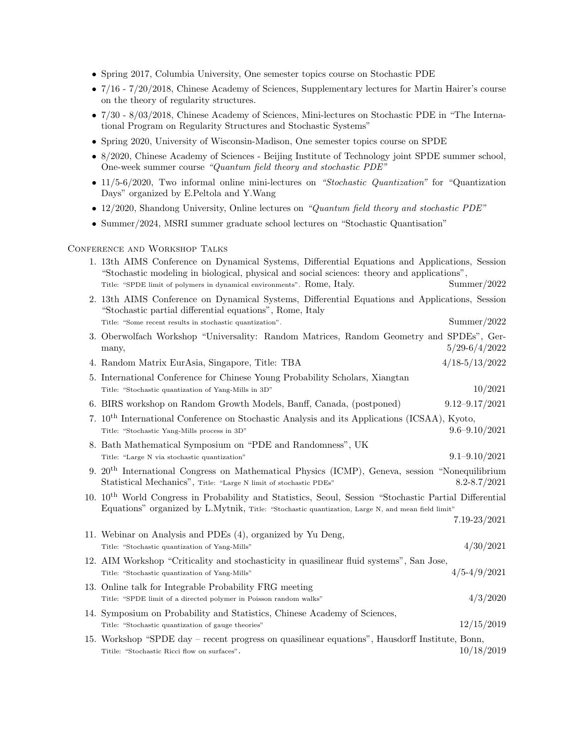- Spring 2017, Columbia University, One semester topics course on Stochastic PDE
- 7/16 - 7/20/2018, Chinese Academy of Sciences, Supplementary lectures for Martin Hairer's course on the theory of regularity structures.
- 7/30 - 8/03/2018, Chinese Academy of Sciences, Mini-lectures on Stochastic PDE in "The International Program on Regularity Structures and Stochastic Systems"
- Spring 2020, University of Wisconsin-Madison, One semester topics course on SPDE
- 8/2020, Chinese Academy of Sciences - Beijing Institute of Technology joint SPDE summer school, One-week summer course *"Quantum field theory and stochastic PDE"*
- 11/5-6/2020, Two informal online mini-lectures on *"Stochastic Quantization"* for "Quantization Days" organized by E.Peltola and Y.Wang
- 12/2020, Shandong University, Online lectures on *"Quantum field theory and stochastic PDE"*
- Summer/2024, MSRI summer graduate school lectures on "Stochastic Quantisation"

## Conference and Workshop Talks

1. 13th AIMS Conference on Dynamical Systems, Differential Equations and Applications, Session "Stochastic modeling in biological, physical and social sciences: theory and applications", Title: "SPDE limit of polymers in dynamical environments". Rome, Italy. Summer/2022
2. 13th AIMS Conference on Dynamical Systems, Differential Equations and Applications, Session "Stochastic partial differential equations", Rome, Italy Title: "Some recent results in stochastic quantization". Summer/2022
3. Oberwolfach Workshop "Universality: Random Matrices, Random Geometry and SPDEs", Germany, 5/29-6/4/2022
4. Random Matrix EurAsia, Singapore, Title: TBA 4/18-5/13/2022
5. International Conference for Chinese Young Probability Scholars, Xiangtan Title: "Stochastic quantization of Yang-Mills in 3D" 10/2021
6. BIRS workshop on Random Growth Models, Banff, Canada, (postponed) 9.12–9.17/2021
7. 10th International Conference on Stochastic Analysis and its Applications (ICSAA), Kyoto, Title: "Stochastic Yang-Mills process in 3D" 9.6–9.10/2021
8. Bath Mathematical Symposium on "PDE and Randomness", UK Title: "Large N via stochastic quantization" 9.1–9.10/2021
9. 20th International Congress on Mathematical Physics (ICMP), Geneva, session "Nonequilibrium Statistical Mechanics", Title: "Large N limit of stochastic PDEs" 8.2-8.7/2021
10. 10th World Congress in Probability and Statistics, Seoul, Session "Stochastic Partial Differential Equations" organized by L.Mytnik, Title: "Stochastic quantization, Large N, and mean field limit" 7.19-23/2021
11. Webinar on Analysis and PDEs (4), organized by Yu Deng, Title: "Stochastic quantization of Yang-Mills" 4/30/2021
12. AIM Workshop "Criticality and stochasticity in quasilinear fluid systems", San Jose, Title: "Stochastic quantization of Yang-Mills" 4/5-4/9/2021
13. Online talk for Integrable Probability FRG meeting Title: "SPDE limit of a directed polymer in Poisson random walks" 4/3/2020
14. Symposium on Probability and Statistics, Chinese Academy of Sciences, Title: "Stochastic quantization of gauge theories" 12/15/2019
15. Workshop "SPDE day – recent progress on quasilinear equations", Hausdorff Institute, Bonn, Titile: "Stochastic Ricci flow on surfaces". 10/18/2019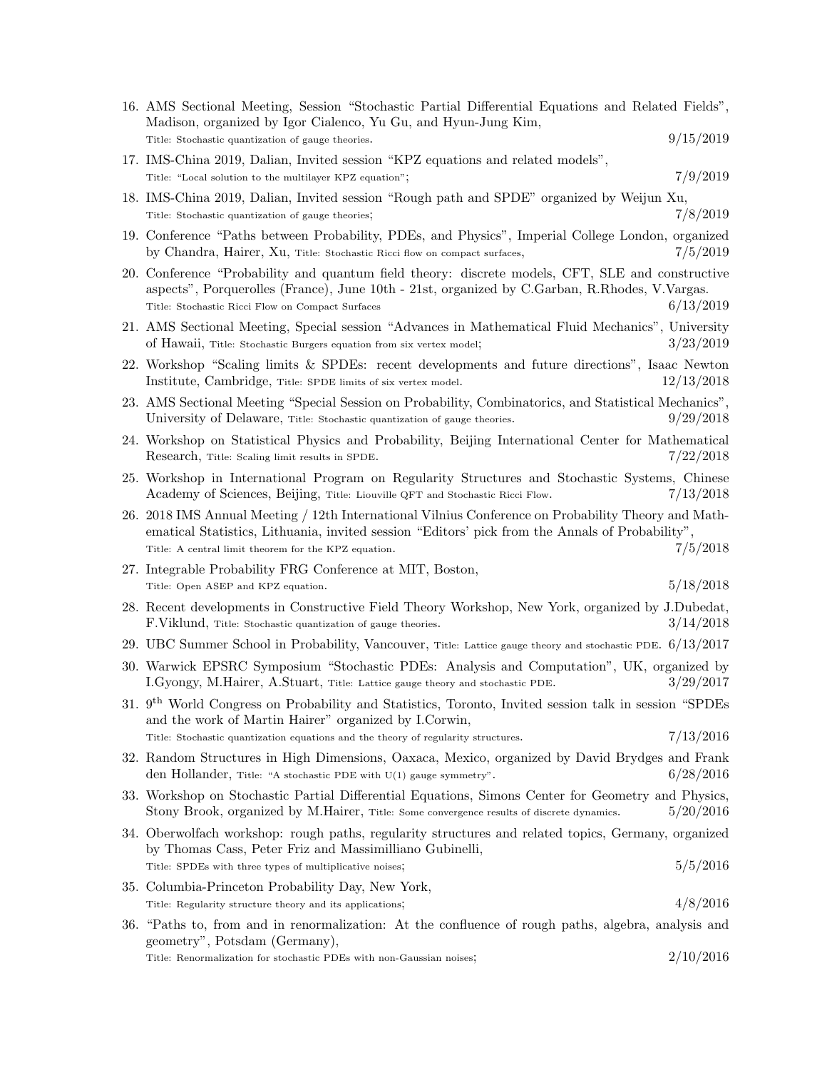16. AMS Sectional Meeting, Session "Stochastic Partial Differential Equations and Related Fields", Madison, organized by Igor Cialenco, Yu Gu, and Hyun-Jung Kim, Title: Stochastic quantization of gauge theories. 9/15/2019
17. IMS-China 2019, Dalian, Invited session "KPZ equations and related models", Title: "Local solution to the multilayer KPZ equation"; 7/9/2019
18. IMS-China 2019, Dalian, Invited session "Rough path and SPDE" organized by Weijun Xu, Title: Stochastic quantization of gauge theories; 7/8/2019
19. Conference "Paths between Probability, PDEs, and Physics", Imperial College London, organized by Chandra, Hairer, Xu, Title: Stochastic Ricci flow on compact surfaces, 7/5/2019
20. Conference "Probability and quantum field theory: discrete models, CFT, SLE and constructive aspects", Porquerolles (France), June 10th - 21st, organized by C.Garban, R.Rhodes, V.Vargas. Title: Stochastic Ricci Flow on Compact Surfaces 6/13/2019
21. AMS Sectional Meeting, Special session "Advances in Mathematical Fluid Mechanics", University of Hawaii, Title: Stochastic Burgers equation from six vertex model; 3/23/2019
22. Workshop "Scaling limits & SPDEs: recent developments and future directions", Isaac Newton Institute, Cambridge, Title: SPDE limits of six vertex model. 12/13/2018
23. AMS Sectional Meeting "Special Session on Probability, Combinatorics, and Statistical Mechanics", University of Delaware, Title: Stochastic quantization of gauge theories. 9/29/2018
24. Workshop on Statistical Physics and Probability, Beijing International Center for Mathematical Research, Title: Scaling limit results in SPDE. 7/22/2018
25. Workshop in International Program on Regularity Structures and Stochastic Systems, Chinese Academy of Sciences, Beijing, Title: Liouville QFT and Stochastic Ricci Flow. 7/13/2018
26. 2018 IMS Annual Meeting / 12th International Vilnius Conference on Probability Theory and Mathematical Statistics, Lithuania, invited session "Editors' pick from the Annals of Probability", Title: A central limit theorem for the KPZ equation. 7/5/2018
27. Integrable Probability FRG Conference at MIT, Boston, Title: Open ASEP and KPZ equation. 5/18/2018
28. Recent developments in Constructive Field Theory Workshop, New York, organized by J.Dubedat, F.Viklund, Title: Stochastic quantization of gauge theories. 3/14/2018
29. UBC Summer School in Probability, Vancouver, Title: Lattice gauge theory and stochastic PDE. 6/13/2017
30. Warwick EPSRC Symposium "Stochastic PDEs: Analysis and Computation", UK, organized by I.Gyongy, M.Hairer, A.Stuart, Title: Lattice gauge theory and stochastic PDE. 3/29/2017
31. 9th World Congress on Probability and Statistics, Toronto, Invited session talk in session "SPDEs and the work of Martin Hairer" organized by I.Corwin, Title: Stochastic quantization equations and the theory of regularity structures. 7/13/2016
32. Random Structures in High Dimensions, Oaxaca, Mexico, organized by David Brydges and Frank den Hollander, Title: "A stochastic PDE with U(1) gauge symmetry". 6/28/2016
33. Workshop on Stochastic Partial Differential Equations, Simons Center for Geometry and Physics, Stony Brook, organized by M.Hairer, Title: Some convergence results of discrete dynamics. 5/20/2016
34. Oberwolfach workshop: rough paths, regularity structures and related topics, Germany, organized by Thomas Cass, Peter Friz and Massimilliano Gubinelli, Title: SPDEs with three types of multiplicative noises; 5/5/2016
35. Columbia-Princeton Probability Day, New York, Title: Regularity structure theory and its applications; 4/8/2016
36. "Paths to, from and in renormalization: At the confluence of rough paths, algebra, analysis and geometry", Potsdam (Germany), Title: Renormalization for stochastic PDEs with non-Gaussian noises; 2/10/2016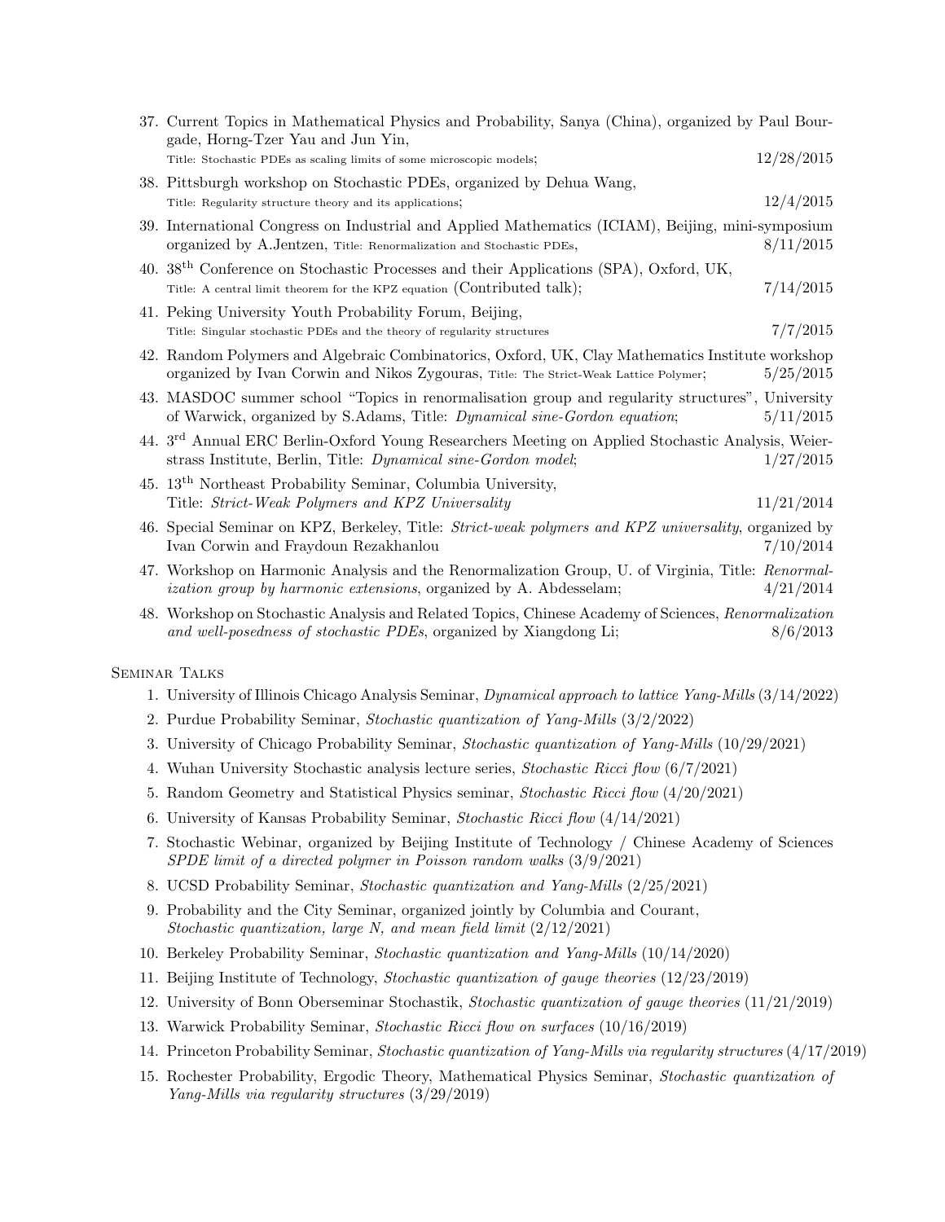37. Current Topics in Mathematical Physics and Probability, Sanya (China), organized by Paul Bourgade, Horng-Tzer Yau and Jun Yin, Title: Stochastic PDEs as scaling limits of some microscopic models; 12/28/2015
38. Pittsburgh workshop on Stochastic PDEs, organized by Dehua Wang, Title: Regularity structure theory and its applications; 12/4/2015
39. International Congress on Industrial and Applied Mathematics (ICIAM), Beijing, mini-symposium organized by A.Jentzen, Title: Renormalization and Stochastic PDEs, 8/11/2015
40. 38th Conference on Stochastic Processes and their Applications (SPA), Oxford, UK, Title: A central limit theorem for the KPZ equation (Contributed talk); 7/14/2015
41. Peking University Youth Probability Forum, Beijing, Title: Singular stochastic PDEs and the theory of regularity structures 7/7/2015
42. Random Polymers and Algebraic Combinatorics, Oxford, UK, Clay Mathematics Institute workshop organized by Ivan Corwin and Nikos Zygouras, Title: The Strict-Weak Lattice Polymer; 5/25/2015
43. MASDOC summer school "Topics in renormalisation group and regularity structures", University of Warwick, organized by S.Adams, Title: *Dynamical sine-Gordon equation*; 5/11/2015
44. 3rd Annual ERC Berlin-Oxford Young Researchers Meeting on Applied Stochastic Analysis, Weierstrass Institute, Berlin, Title: *Dynamical sine-Gordon model*; 1/27/2015
45. 13th Northeast Probability Seminar, Columbia University, Title: *Strict-Weak Polymers and KPZ Universality* 11/21/2014
46. Special Seminar on KPZ, Berkeley, Title: *Strict-weak polymers and KPZ universality*, organized by Ivan Corwin and Fraydoun Rezakhanlou 7/10/2014
47. Workshop on Harmonic Analysis and the Renormalization Group, U. of Virginia, Title: *Renormalization group by harmonic extensions*, organized by A. Abdesselam; 4/21/2014
48. Workshop on Stochastic Analysis and Related Topics, Chinese Academy of Sciences, *Renormalization and well-posedness of stochastic PDEs*, organized by Xiangdong Li; 8/6/2013

## Seminar Talks

1. University of Illinois Chicago Analysis Seminar, *Dynamical approach to lattice Yang-Mills* (3/14/2022)
2. Purdue Probability Seminar, *Stochastic quantization of Yang-Mills* (3/2/2022)
3. University of Chicago Probability Seminar, *Stochastic quantization of Yang-Mills* (10/29/2021)
4. Wuhan University Stochastic analysis lecture series, *Stochastic Ricci flow* (6/7/2021)
5. Random Geometry and Statistical Physics seminar, *Stochastic Ricci flow* (4/20/2021)
6. University of Kansas Probability Seminar, *Stochastic Ricci flow* (4/14/2021)
7. Stochastic Webinar, organized by Beijing Institute of Technology / Chinese Academy of Sciences *SPDE limit of a directed polymer in Poisson random walks* (3/9/2021)
8. UCSD Probability Seminar, *Stochastic quantization and Yang-Mills* (2/25/2021)
9. Probability and the City Seminar, organized jointly by Columbia and Courant, *Stochastic quantization, large N, and mean field limit* (2/12/2021)
10. Berkeley Probability Seminar, *Stochastic quantization and Yang-Mills* (10/14/2020)
11. Beijing Institute of Technology, *Stochastic quantization of gauge theories* (12/23/2019)
12. University of Bonn Oberseminar Stochastik, *Stochastic quantization of gauge theories* (11/21/2019)
13. Warwick Probability Seminar, *Stochastic Ricci flow on surfaces* (10/16/2019)
14. Princeton Probability Seminar, *Stochastic quantization of Yang-Mills via regularity structures* (4/17/2019)
15. Rochester Probability, Ergodic Theory, Mathematical Physics Seminar, *Stochastic quantization of Yang-Mills via regularity structures* (3/29/2019)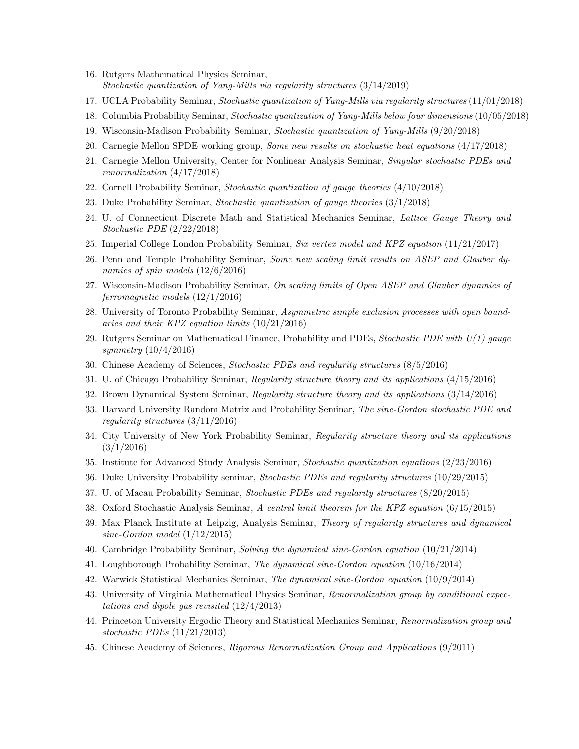16. Rutgers Mathematical Physics Seminar,
*Stochastic quantization of Yang-Mills via regularity structures* (3/14/2019)
17. UCLA Probability Seminar, *Stochastic quantization of Yang-Mills via regularity structures* (11/01/2018)
18. Columbia Probability Seminar, *Stochastic quantization of Yang-Mills below four dimensions* (10/05/2018)
19. Wisconsin-Madison Probability Seminar, *Stochastic quantization of Yang-Mills* (9/20/2018)
20. Carnegie Mellon SPDE working group, *Some new results on stochastic heat equations* (4/17/2018)
21. Carnegie Mellon University, Center for Nonlinear Analysis Seminar, *Singular stochastic PDEs and renormalization* (4/17/2018)
22. Cornell Probability Seminar, *Stochastic quantization of gauge theories* (4/10/2018)
23. Duke Probability Seminar, *Stochastic quantization of gauge theories* (3/1/2018)
24. U. of Connecticut Discrete Math and Statistical Mechanics Seminar, *Lattice Gauge Theory and Stochastic PDE* (2/22/2018)
25. Imperial College London Probability Seminar, *Six vertex model and KPZ equation* (11/21/2017)
26. Penn and Temple Probability Seminar, *Some new scaling limit results on ASEP and Glauber dynamics of spin models* (12/6/2016)
27. Wisconsin-Madison Probability Seminar, *On scaling limits of Open ASEP and Glauber dynamics of ferromagnetic models* (12/1/2016)
28. University of Toronto Probability Seminar, *Asymmetric simple exclusion processes with open boundaries and their KPZ equation limits* (10/21/2016)
29. Rutgers Seminar on Mathematical Finance, Probability and PDEs, *Stochastic PDE with U(1) gauge symmetry* (10/4/2016)
30. Chinese Academy of Sciences, *Stochastic PDEs and regularity structures* (8/5/2016)
31. U. of Chicago Probability Seminar, *Regularity structure theory and its applications* (4/15/2016)
32. Brown Dynamical System Seminar, *Regularity structure theory and its applications* (3/14/2016)
33. Harvard University Random Matrix and Probability Seminar, *The sine-Gordon stochastic PDE and regularity structures* (3/11/2016)
34. City University of New York Probability Seminar, *Regularity structure theory and its applications* (3/1/2016)
35. Institute for Advanced Study Analysis Seminar, *Stochastic quantization equations* (2/23/2016)
36. Duke University Probability seminar, *Stochastic PDEs and regularity structures* (10/29/2015)
37. U. of Macau Probability Seminar, *Stochastic PDEs and regularity structures* (8/20/2015)
38. Oxford Stochastic Analysis Seminar, *A central limit theorem for the KPZ equation* (6/15/2015)
39. Max Planck Institute at Leipzig, Analysis Seminar, *Theory of regularity structures and dynamical sine-Gordon model* (1/12/2015)
40. Cambridge Probability Seminar, *Solving the dynamical sine-Gordon equation* (10/21/2014)
41. Loughborough Probability Seminar, *The dynamical sine-Gordon equation* (10/16/2014)
42. Warwick Statistical Mechanics Seminar, *The dynamical sine-Gordon equation* (10/9/2014)
43. University of Virginia Mathematical Physics Seminar, *Renormalization group by conditional expectations and dipole gas revisited* (12/4/2013)
44. Princeton University Ergodic Theory and Statistical Mechanics Seminar, *Renormalization group and stochastic PDEs* (11/21/2013)
45. Chinese Academy of Sciences, *Rigorous Renormalization Group and Applications* (9/2011)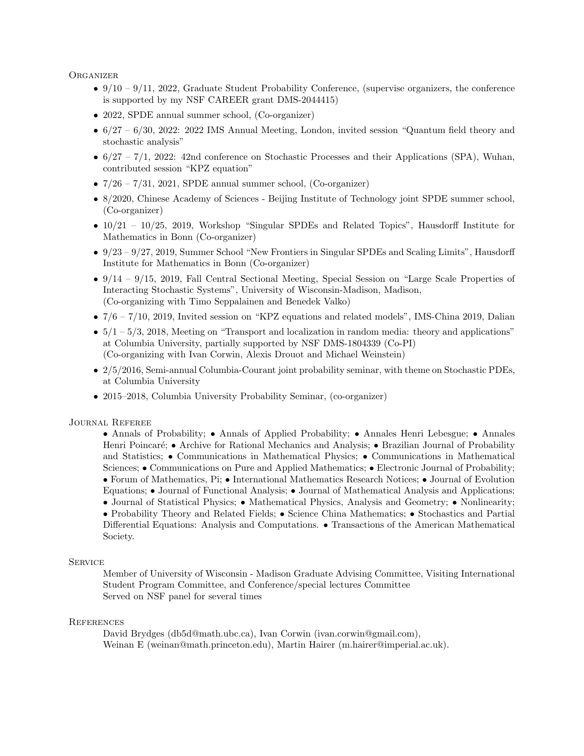## Organizer

- 9/10 – 9/11, 2022, Graduate Student Probability Conference, (supervise organizers, the conference is supported by my NSF CAREER grant DMS-2044415)
- 2022, SPDE annual summer school, (Co-organizer)
- 6/27 – 6/30, 2022: 2022 IMS Annual Meeting, London, invited session "Quantum field theory and stochastic analysis"
- 6/27 – 7/1, 2022: 42nd conference on Stochastic Processes and their Applications (SPA), Wuhan, contributed session "KPZ equation"
- 7/26 – 7/31, 2021, SPDE annual summer school, (Co-organizer)
- 8/2020, Chinese Academy of Sciences - Beijing Institute of Technology joint SPDE summer school, (Co-organizer)
- 10/21 – 10/25, 2019, Workshop "Singular SPDEs and Related Topics", Hausdorff Institute for Mathematics in Bonn (Co-organizer)
- 9/23 – 9/27, 2019, Summer School "New Frontiers in Singular SPDEs and Scaling Limits", Hausdorff Institute for Mathematics in Bonn (Co-organizer)
- 9/14 – 9/15, 2019, Fall Central Sectional Meeting, Special Session on "Large Scale Properties of Interacting Stochastic Systems", University of Wisconsin-Madison, Madison, (Co-organizing with Timo Seppalainen and Benedek Valko)
- 7/6 – 7/10, 2019, Invited session on "KPZ equations and related models", IMS-China 2019, Dalian
- 5/1 – 5/3, 2018, Meeting on "Transport and localization in random media: theory and applications" at Columbia University, partially supported by NSF DMS-1804339 (Co-PI) (Co-organizing with Ivan Corwin, Alexis Drouot and Michael Weinstein)
- 2/5/2016, Semi-annual Columbia-Courant joint probability seminar, with theme on Stochastic PDEs, at Columbia University
- 2015–2018, Columbia University Probability Seminar, (co-organizer)

## Journal Referee

• Annals of Probability; • Annals of Applied Probability; • Annales Henri Lebesgue; • Annales Henri Poincaré; • Archive for Rational Mechanics and Analysis; • Brazilian Journal of Probability and Statistics; • Communications in Mathematical Physics; • Communications in Mathematical Sciences; • Communications on Pure and Applied Mathematics; • Electronic Journal of Probability; • Forum of Mathematics, Pi; • International Mathematics Research Notices; • Journal of Evolution Equations; • Journal of Functional Analysis; • Journal of Mathematical Analysis and Applications; • Journal of Statistical Physics; • Mathematical Physics, Analysis and Geometry; • Nonlinearity; • Probability Theory and Related Fields; • Science China Mathematics; • Stochastics and Partial Differential Equations: Analysis and Computations. • Transactions of the American Mathematical Society.

## Service

Member of University of Wisconsin - Madison Graduate Advising Committee, Visiting International Student Program Committee, and Conference/special lectures Committee
Served on NSF panel for several times

## References

David Brydges (db5d@math.ubc.ca), Ivan Corwin (ivan.corwin@gmail.com),
Weinan E (weinan@math.princeton.edu), Martin Hairer (m.hairer@imperial.ac.uk).